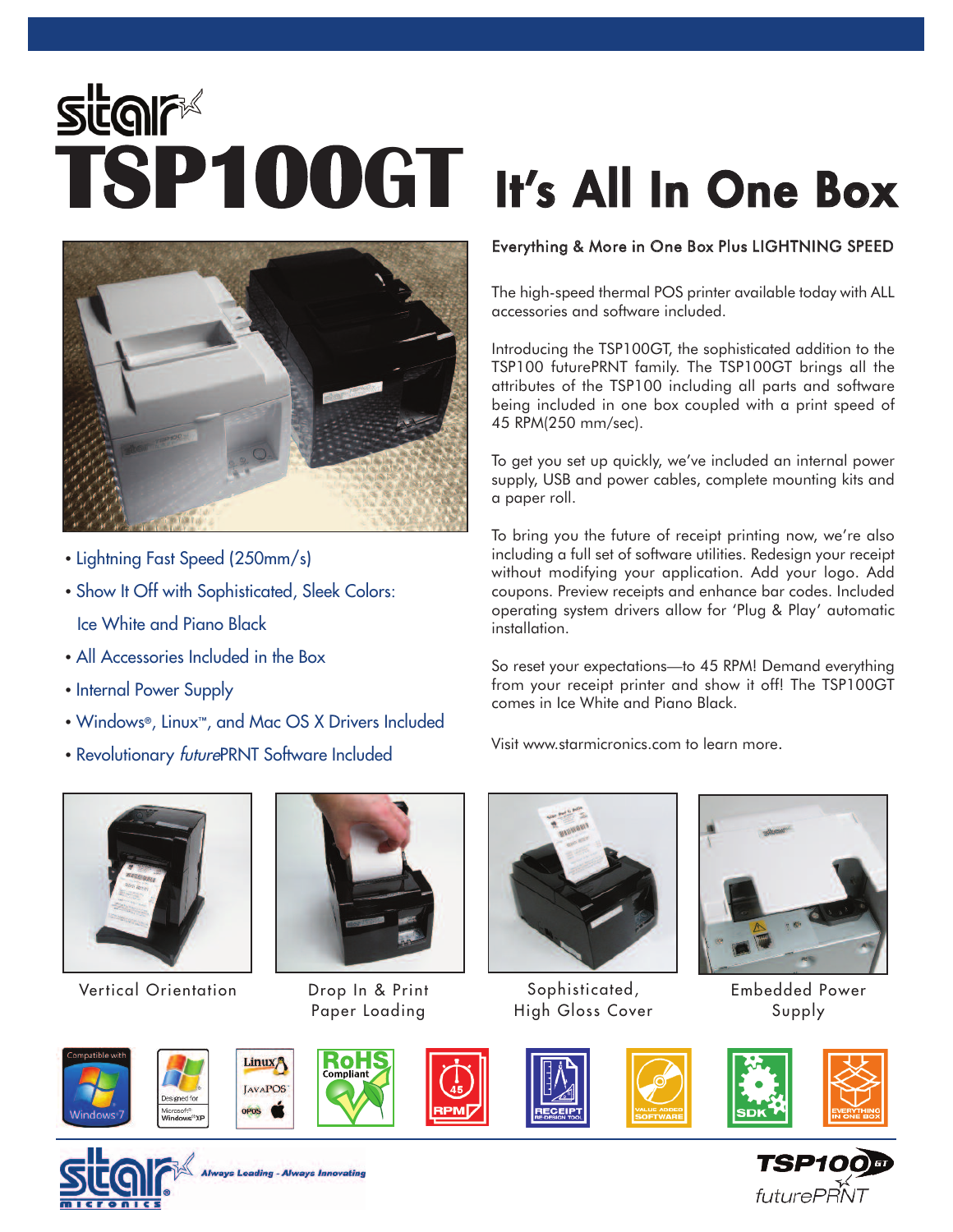# star TSP100GT It's All In One Box

- Lightning Fast Speed (250mm/s)
- Show It Off with Sophisticated, Sleek Colors: Ice White and Piano Black
- All Accessories Included in the Box
- Internal Power Supply
- Windows®, Linux™, and Mac OS X Drivers Included
- Revolutionary *future*PRNT Software Included

## Everything & More in One Box Plus LIGHTNING SPEED

The high-speed thermal POS printer available today with ALL accessories and software included.

Introducing the TSP100GT, the sophisticated addition to the TSP100 futurePRNT family. The TSP100GT brings all the attributes of the TSP100 including all parts and software being included in one box coupled with a print speed of 45 RPM(250 mm/sec).

To get you set up quickly, we've included an internal power supply, USB and power cables, complete mounting kits and a paper roll.

To bring you the future of receipt printing now, we're also including a full set of software utilities. Redesign your receipt without modifying your application. Add your logo. Add coupons. Preview receipts and enhance bar codes. Included operating system drivers allow for 'Plug & Play' automatic installation.

So reset your expectations—to 45 RPM! Demand everything from your receipt printer and show it off! The TSP100GT comes in Ice White and Piano Black.

Visit www.starmicronics.com to learn more.

Vertical Orientation

Drop In & Print Paper Loading

Sophisticated, High Gloss Cover

Embedded Power Supply

Compatible with Windows 7 · Designed for Microsoft Windows XP · Linux JavaPOS OPOS · RoHS Compliant · 45 RPM · Receipt Re-Design Tool · Value Added Software · SDK · Everything In One Box

star micronics — Always Leading - Always Innovating

TSP100 GT futurePRNT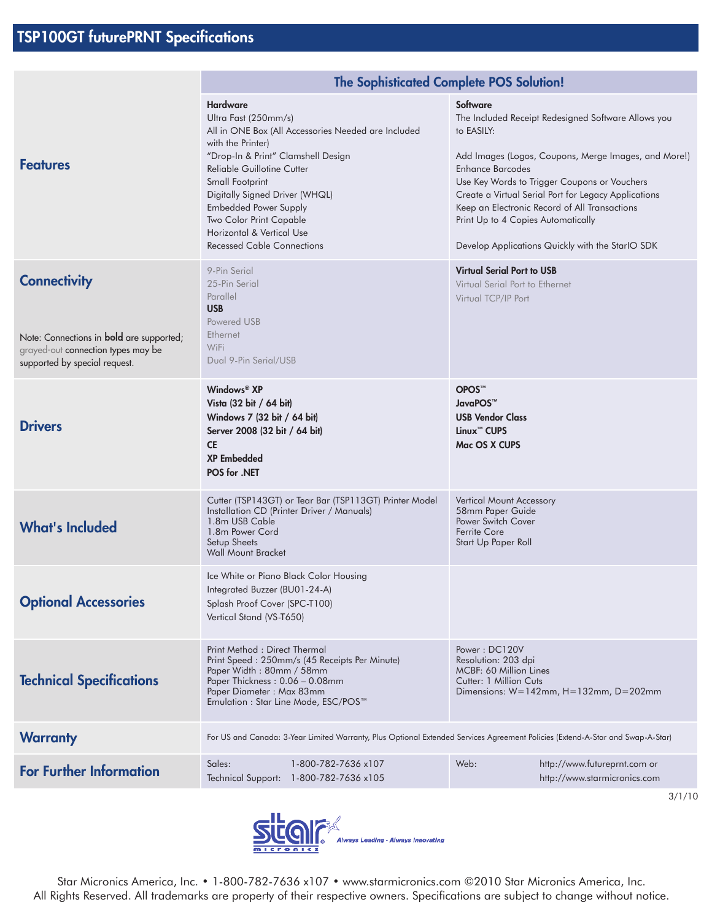# TSP100GT futurePRNT Specifications

| | The Sophisticated Complete POS Solution! | |
|---|---|---|
| **Features** | **Hardware**<br>Ultra Fast (250mm/s)<br>All in ONE Box (All Accessories Needed are Included with the Printer)<br>"Drop-In & Print" Clamshell Design<br>Reliable Guillotine Cutter<br>Small Footprint<br>Digitally Signed Driver (WHQL)<br>Embedded Power Supply<br>Two Color Print Capable<br>Horizontal & Vertical Use<br>Recessed Cable Connections | **Software**<br>The Included Receipt Redesigned Software Allows you to EASILY:<br><br>Add Images (Logos, Coupons, Merge Images, and More!)<br>Enhance Barcodes<br>Use Key Words to Trigger Coupons or Vouchers<br>Create a Virtual Serial Port for Legacy Applications<br>Keep an Electronic Record of All Transactions<br>Print Up to 4 Copies Automatically<br><br>Develop Applications Quickly with the StarIO SDK |
| **Connectivity**<br><br>Note: Connections in **bold** are supported; grayed-out connection types may be supported by special request. | 9-Pin Serial<br>25-Pin Serial<br>Parallel<br>**USB**<br>Powered USB<br>Ethernet<br>WiFi<br>Dual 9-Pin Serial/USB | **Virtual Serial Port to USB**<br>Virtual Serial Port to Ethernet<br>Virtual TCP/IP Port |
| **Drivers** | **Windows® XP**<br>**Vista (32 bit / 64 bit)**<br>**Windows 7 (32 bit / 64 bit)**<br>**Server 2008 (32 bit / 64 bit)**<br>**CE**<br>**XP Embedded**<br>**POS for .NET** | **OPOS™**<br>**JavaPOS™**<br>**USB Vendor Class**<br>**Linux™ CUPS**<br>**Mac OS X CUPS** |
| **What's Included** | Cutter (TSP143GT) or Tear Bar (TSP113GT) Printer Model<br>Installation CD (Printer Driver / Manuals)<br>1.8m USB Cable<br>1.8m Power Cord<br>Setup Sheets<br>Wall Mount Bracket | Vertical Mount Accessory<br>58mm Paper Guide<br>Power Switch Cover<br>Ferrite Core<br>Start Up Paper Roll |
| **Optional Accessories** | Ice White or Piano Black Color Housing<br>Integrated Buzzer (BU01-24-A)<br>Splash Proof Cover (SPC-T100)<br>Vertical Stand (VS-T650) | |
| **Technical Specifications** | Print Method : Direct Thermal<br>Print Speed : 250mm/s (45 Receipts Per Minute)<br>Paper Width : 80mm / 58mm<br>Paper Thickness : 0.06 – 0.08mm<br>Paper Diameter : Max 83mm<br>Emulation : Star Line Mode, ESC/POS™ | Power : DC120V<br>Resolution: 203 dpi<br>MCBF: 60 Million Lines<br>Cutter: 1 Million Cuts<br>Dimensions: W=142mm, H=132mm, D=202mm |
| **Warranty** | For US and Canada: 3-Year Limited Warranty, Plus Optional Extended Services Agreement Policies (Extend-A-Star and Swap-A-Star) | |
| **For Further Information** | Sales: 1-800-782-7636 x107<br>Technical Support: 1-800-782-7636 x105 | Web: http://www.futureprnt.com or http://www.starmicronics.com |

3/1/10

star micronics — Always Leading - Always Innovating

Star Micronics America, Inc. • 1-800-782-7636 x107 • www.starmicronics.com ©2010 Star Micronics America, Inc.
All Rights Reserved. All trademarks are property of their respective owners. Specifications are subject to change without notice.